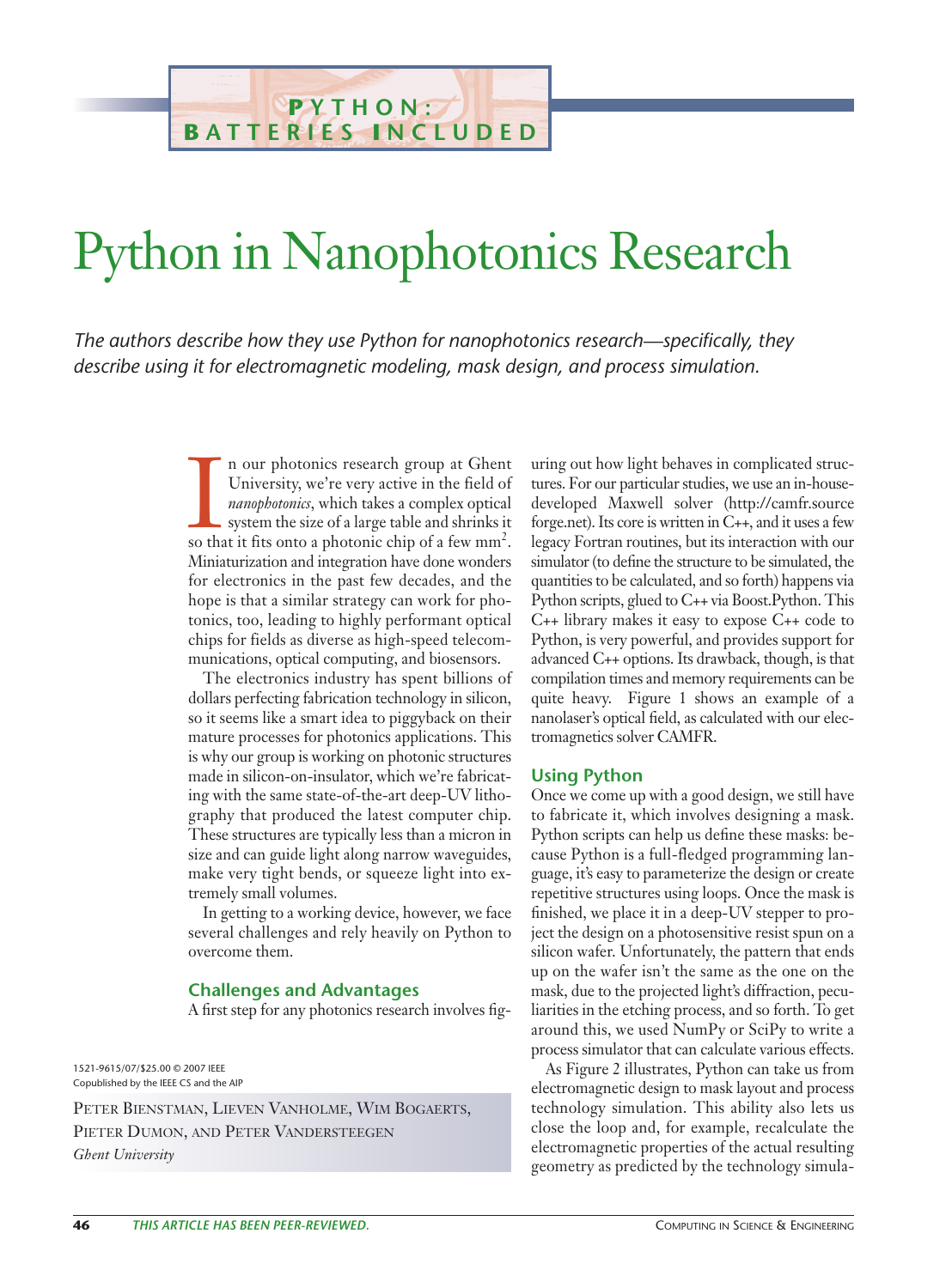PYTHON: BATTERIES INCLUDED

# Python in Nanophotonics Research

*The authors describe how they use Python for nanophotonics research—specifically, they describe using it for electromagnetic modeling, mask design, and process simulation.*

In our photonics research group at Ghent University, we're very active in the field of *nanophotonics*, which takes a complex optical system the size of a large table and shrinks it so that it fits onto a photonic chip of a few $mm^2$. Miniaturization and integration have done wonders for electronics in the past few decades, and the hope is that a similar strategy can work for photonics, too, leading to highly performant optical chips for fields as diverse as high-speed telecommunications, optical computing, and biosensors.

The electronics industry has spent billions of dollars perfecting fabrication technology in silicon, so it seems like a smart idea to piggyback on their mature processes for photonics applications. This is why our group is working on photonic structures made in silicon-on-insulator, which we're fabricating with the same state-of-the-art deep-UV lithography that produced the latest computer chip. These structures are typically less than a micron in size and can guide light along narrow waveguides, make very tight bends, or squeeze light into extremely small volumes.

In getting to a working device, however, we face several challenges and rely heavily on Python to overcome them.

## Challenges and Advantages

A first step for any photonics research involves figuring out how light behaves in complicated structures. For our particular studies, we use an in-house-developed Maxwell solver (http://camfr.sourceforge.net). Its core is written in C++, and it uses a few legacy Fortran routines, but its interaction with our simulator (to define the structure to be simulated, the quantities to be calculated, and so forth) happens via Python scripts, glued to C++ via Boost.Python. This C++ library makes it easy to expose C++ code to Python, is very powerful, and provides support for advanced C++ options. Its drawback, though, is that compilation times and memory requirements can be quite heavy. Figure 1 shows an example of a nanolaser's optical field, as calculated with our electromagnetics solver CAMFR.

## Using Python

Once we come up with a good design, we still have to fabricate it, which involves designing a mask. Python scripts can help us define these masks: because Python is a full-fledged programming language, it's easy to parameterize the design or create repetitive structures using loops. Once the mask is finished, we place it in a deep-UV stepper to project the design on a photosensitive resist spun on a silicon wafer. Unfortunately, the pattern that ends up on the wafer isn't the same as the one on the mask, due to the projected light's diffraction, peculiarities in the etching process, and so forth. To get around this, we used NumPy or SciPy to write a process simulator that can calculate various effects.

As Figure 2 illustrates, Python can take us from electromagnetic design to mask layout and process technology simulation. This ability also lets us close the loop and, for example, recalculate the electromagnetic properties of the actual resulting geometry as predicted by the technology simula-

1521-9615/07/$25.00 © 2007 IEEE
Copublished by the IEEE CS and the AIP

PETER BIENSTMAN, LIEVEN VANHOLME, WIM BOGAERTS, PIETER DUMON, AND PETER VANDERSTEEGEN
*Ghent University*

*THIS ARTICLE HAS BEEN PEER-REVIEWED.*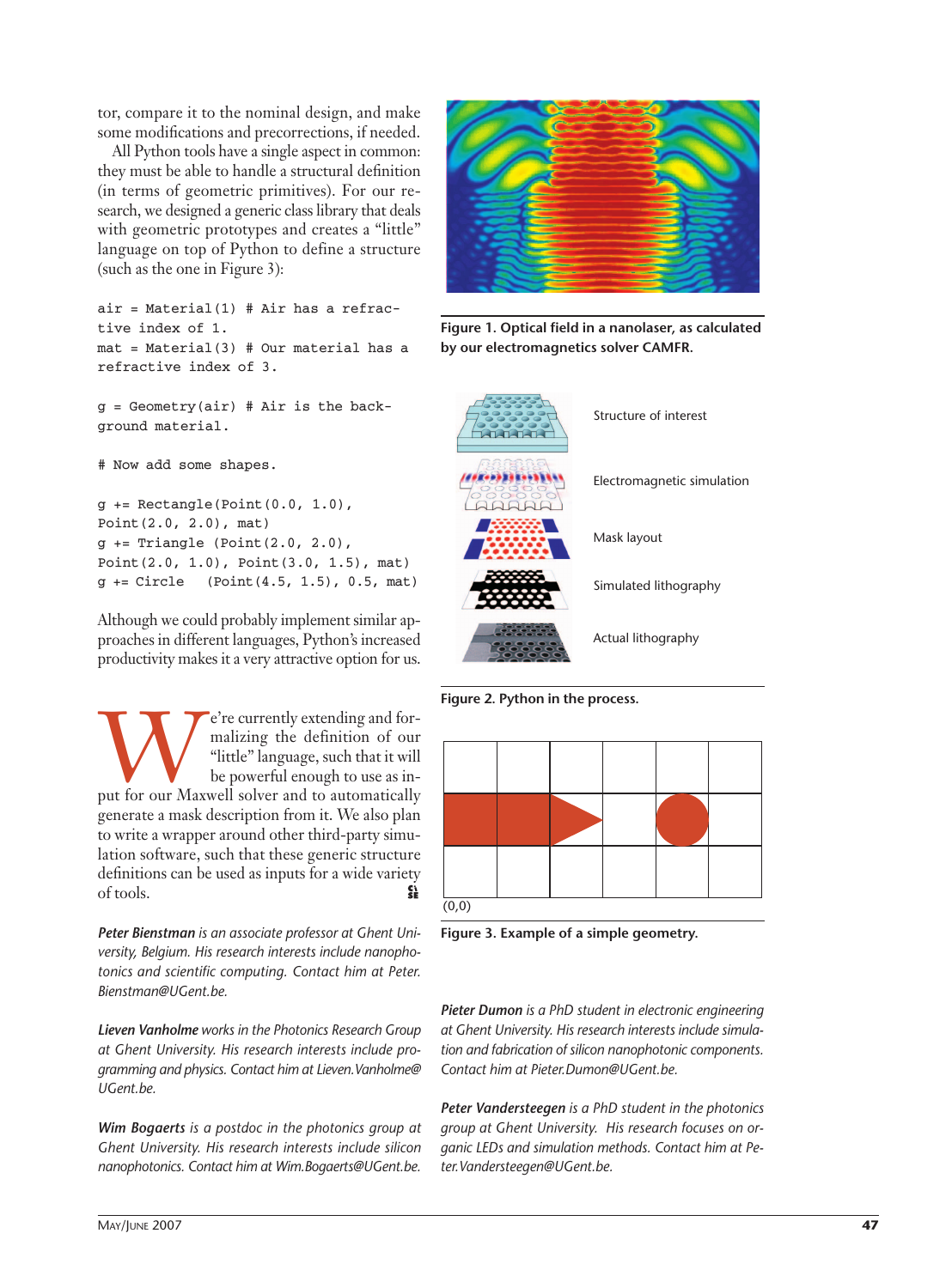tor, compare it to the nominal design, and make some modifications and precorrections, if needed.

All Python tools have a single aspect in common: they must be able to handle a structural definition (in terms of geometric primitives). For our research, we designed a generic class library that deals with geometric prototypes and creates a "little" language on top of Python to define a structure (such as the one in Figure 3):

```
air = Material(1) # Air has a refrac-
tive index of 1.
mat = Material(3) # Our material has a
refractive index of 3.

g = Geometry(air) # Air is the back-
ground material.

# Now add some shapes.

g += Rectangle(Point(0.0, 1.0),
Point(2.0, 2.0), mat)
g += Triangle (Point(2.0, 2.0),
Point(2.0, 1.0), Point(3.0, 1.5), mat)
g += Circle   (Point(4.5, 1.5), 0.5, mat)
```

Although we could probably implement similar approaches in different languages, Python's increased productivity makes it a very attractive option for us.

We're currently extending and formalizing the definition of our "little" language, such that it will be powerful enough to use as input for our Maxwell solver and to automatically generate a mask description from it. We also plan to write a wrapper around other third-party simulation software, such that these generic structure definitions can be used as inputs for a wide variety of tools.

**Figure 1. Optical field in a nanolaser, as calculated by our electromagnetics solver CAMFR.**

Structure of interest

Electromagnetic simulation

Mask layout

Simulated lithography

Actual lithography

**Figure 2. Python in the process.**

(0,0)

**Figure 3. Example of a simple geometry.**

***Peter Bienstman*** *is an associate professor at Ghent University, Belgium. His research interests include nanophotonics and scientific computing. Contact him at Peter.Bienstman@UGent.be.*

***Lieven Vanholme*** *works in the Photonics Research Group at Ghent University. His research interests include programming and physics. Contact him at Lieven.Vanholme@UGent.be.*

***Wim Bogaerts*** *is a postdoc in the photonics group at Ghent University. His research interests include silicon nanophotonics. Contact him at Wim.Bogaerts@UGent.be.*

***Pieter Dumon*** *is a PhD student in electronic engineering at Ghent University. His research interests include simulation and fabrication of silicon nanophotonic components. Contact him at Pieter.Dumon@UGent.be.*

***Peter Vandersteegen*** *is a PhD student in the photonics group at Ghent University. His research focuses on organic LEDs and simulation methods. Contact him at Peter.Vandersteegen@UGent.be.*